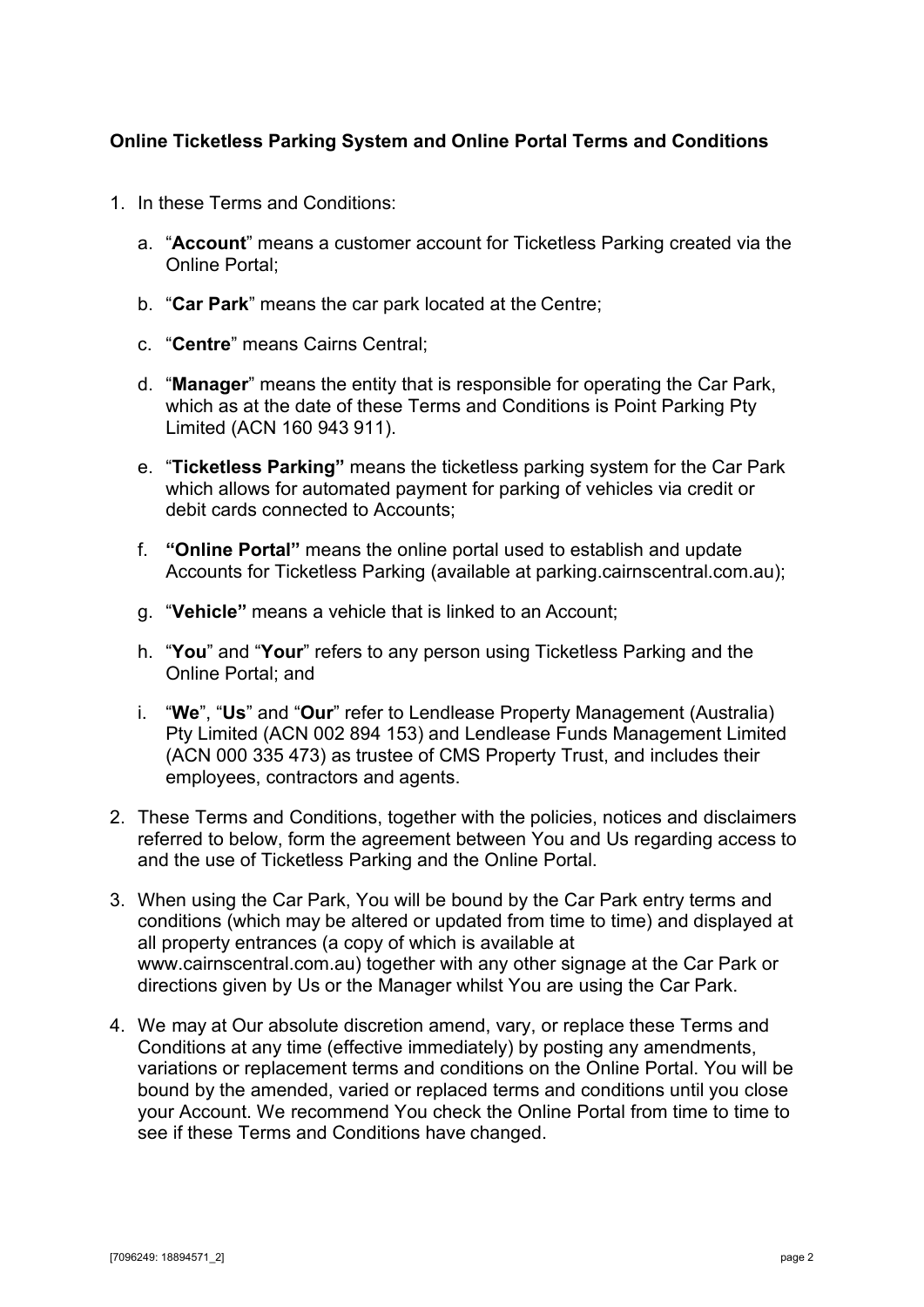**Online Ticketless Parking System and Online Portal Terms and Conditions**

1. In these Terms and Conditions:

   a. "**Account**" means a customer account for Ticketless Parking created via the Online Portal;

   b. "**Car Park**" means the car park located at the Centre;

   c. "**Centre**" means Cairns Central;

   d. "**Manager**" means the entity that is responsible for operating the Car Park, which as at the date of these Terms and Conditions is Point Parking Pty Limited (ACN 160 943 911).

   e. "**Ticketless Parking"** means the ticketless parking system for the Car Park which allows for automated payment for parking of vehicles via credit or debit cards connected to Accounts;

   f. **"Online Portal"** means the online portal used to establish and update Accounts for Ticketless Parking (available at parking.cairnscentral.com.au);

   g. "**Vehicle"** means a vehicle that is linked to an Account;

   h. "**You**" and "**Your**" refers to any person using Ticketless Parking and the Online Portal; and

   i. "**We**", "**Us**" and "**Our**" refer to Lendlease Property Management (Australia) Pty Limited (ACN 002 894 153) and Lendlease Funds Management Limited (ACN 000 335 473) as trustee of CMS Property Trust, and includes their employees, contractors and agents.

2. These Terms and Conditions, together with the policies, notices and disclaimers referred to below, form the agreement between You and Us regarding access to and the use of Ticketless Parking and the Online Portal.

3. When using the Car Park, You will be bound by the Car Park entry terms and conditions (which may be altered or updated from time to time) and displayed at all property entrances (a copy of which is available at www.cairnscentral.com.au) together with any other signage at the Car Park or directions given by Us or the Manager whilst You are using the Car Park.

4. We may at Our absolute discretion amend, vary, or replace these Terms and Conditions at any time (effective immediately) by posting any amendments, variations or replacement terms and conditions on the Online Portal. You will be bound by the amended, varied or replaced terms and conditions until you close your Account. We recommend You check the Online Portal from time to time to see if these Terms and Conditions have changed.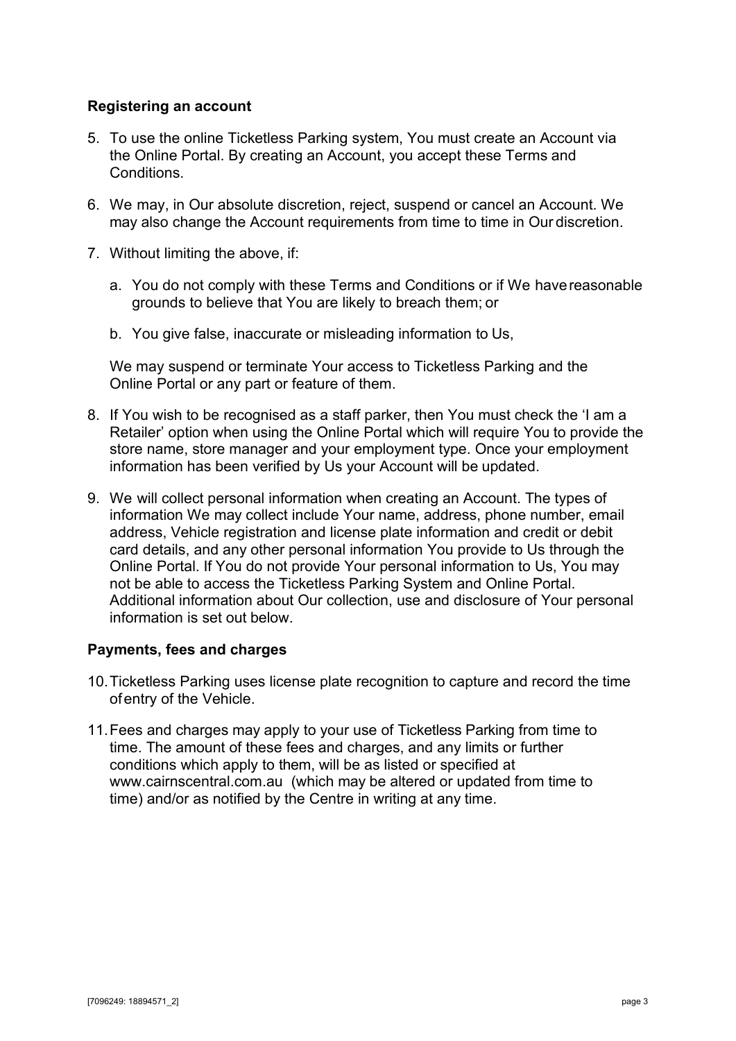## Registering an account

5. To use the online Ticketless Parking system, You must create an Account via the Online Portal. By creating an Account, you accept these Terms and Conditions.

6. We may, in Our absolute discretion, reject, suspend or cancel an Account. We may also change the Account requirements from time to time in Our discretion.

7. Without limiting the above, if:

   a. You do not comply with these Terms and Conditions or if We have reasonable grounds to believe that You are likely to breach them; or

   b. You give false, inaccurate or misleading information to Us,

   We may suspend or terminate Your access to Ticketless Parking and the Online Portal or any part or feature of them.

8. If You wish to be recognised as a staff parker, then You must check the 'I am a Retailer' option when using the Online Portal which will require You to provide the store name, store manager and your employment type. Once your employment information has been verified by Us your Account will be updated.

9. We will collect personal information when creating an Account. The types of information We may collect include Your name, address, phone number, email address, Vehicle registration and license plate information and credit or debit card details, and any other personal information You provide to Us through the Online Portal. If You do not provide Your personal information to Us, You may not be able to access the Ticketless Parking System and Online Portal. Additional information about Our collection, use and disclosure of Your personal information is set out below.

## Payments, fees and charges

10. Ticketless Parking uses license plate recognition to capture and record the time of entry of the Vehicle.

11. Fees and charges may apply to your use of Ticketless Parking from time to time. The amount of these fees and charges, and any limits or further conditions which apply to them, will be as listed or specified at www.cairnscentral.com.au (which may be altered or updated from time to time) and/or as notified by the Centre in writing at any time.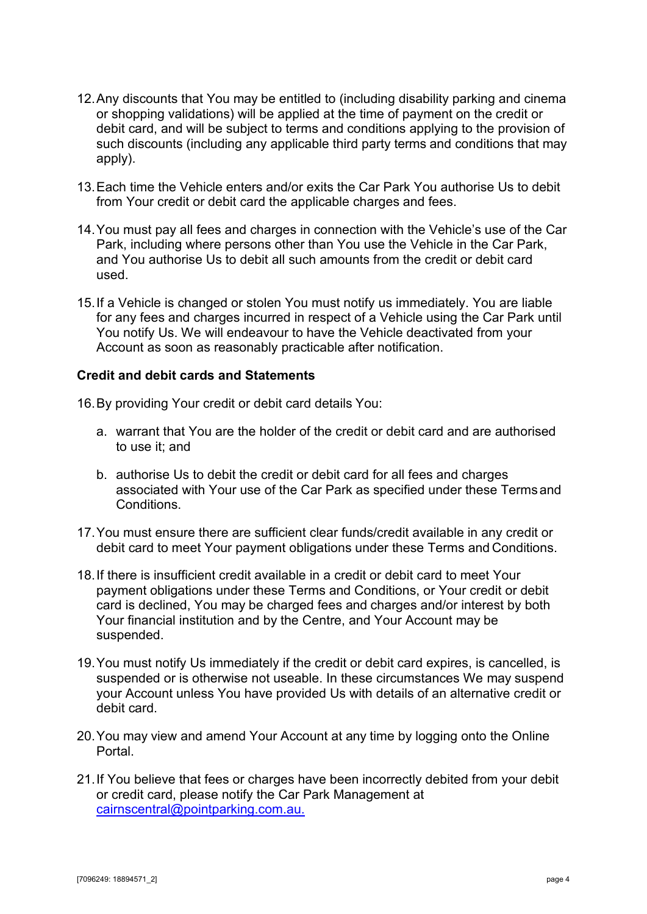12. Any discounts that You may be entitled to (including disability parking and cinema or shopping validations) will be applied at the time of payment on the credit or debit card, and will be subject to terms and conditions applying to the provision of such discounts (including any applicable third party terms and conditions that may apply).

13. Each time the Vehicle enters and/or exits the Car Park You authorise Us to debit from Your credit or debit card the applicable charges and fees.

14. You must pay all fees and charges in connection with the Vehicle's use of the Car Park, including where persons other than You use the Vehicle in the Car Park, and You authorise Us to debit all such amounts from the credit or debit card used.

15. If a Vehicle is changed or stolen You must notify us immediately. You are liable for any fees and charges incurred in respect of a Vehicle using the Car Park until You notify Us. We will endeavour to have the Vehicle deactivated from your Account as soon as reasonably practicable after notification.

**Credit and debit cards and Statements**

16. By providing Your credit or debit card details You:

    a. warrant that You are the holder of the credit or debit card and are authorised to use it; and

    b. authorise Us to debit the credit or debit card for all fees and charges associated with Your use of the Car Park as specified under these Terms and Conditions.

17. You must ensure there are sufficient clear funds/credit available in any credit or debit card to meet Your payment obligations under these Terms and Conditions.

18. If there is insufficient credit available in a credit or debit card to meet Your payment obligations under these Terms and Conditions, or Your credit or debit card is declined, You may be charged fees and charges and/or interest by both Your financial institution and by the Centre, and Your Account may be suspended.

19. You must notify Us immediately if the credit or debit card expires, is cancelled, is suspended or is otherwise not useable. In these circumstances We may suspend your Account unless You have provided Us with details of an alternative credit or debit card.

20. You may view and amend Your Account at any time by logging onto the Online Portal.

21. If You believe that fees or charges have been incorrectly debited from your debit or credit card, please notify the Car Park Management at cairnscentral@pointparking.com.au.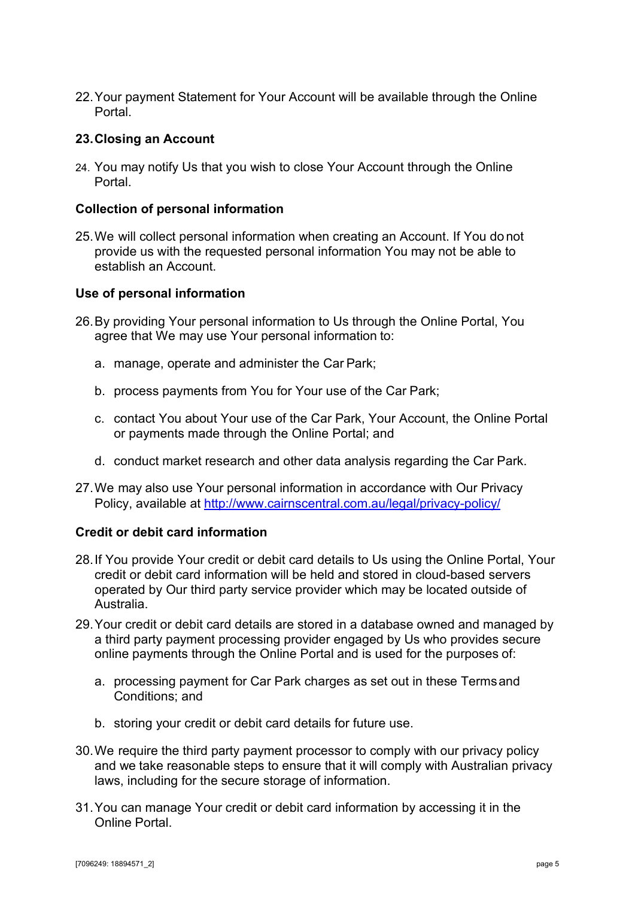22. Your payment Statement for Your Account will be available through the Online Portal.

**23. Closing an Account**

24. You may notify Us that you wish to close Your Account through the Online Portal.

**Collection of personal information**

25. We will collect personal information when creating an Account. If You do not provide us with the requested personal information You may not be able to establish an Account.

**Use of personal information**

26. By providing Your personal information to Us through the Online Portal, You agree that We may use Your personal information to:

    a. manage, operate and administer the Car Park;

    b. process payments from You for Your use of the Car Park;

    c. contact You about Your use of the Car Park, Your Account, the Online Portal or payments made through the Online Portal; and

    d. conduct market research and other data analysis regarding the Car Park.

27. We may also use Your personal information in accordance with Our Privacy Policy, available at [http://www.cairnscentral.com.au/legal/privacy-policy/](http://www.cairnscentral.com.au/legal/privacy-policy/)

**Credit or debit card information**

28. If You provide Your credit or debit card details to Us using the Online Portal, Your credit or debit card information will be held and stored in cloud-based servers operated by Our third party service provider which may be located outside of Australia.

29. Your credit or debit card details are stored in a database owned and managed by a third party payment processing provider engaged by Us who provides secure online payments through the Online Portal and is used for the purposes of:

    a. processing payment for Car Park charges as set out in these Terms and Conditions; and

    b. storing your credit or debit card details for future use.

30. We require the third party payment processor to comply with our privacy policy and we take reasonable steps to ensure that it will comply with Australian privacy laws, including for the secure storage of information.

31. You can manage Your credit or debit card information by accessing it in the Online Portal.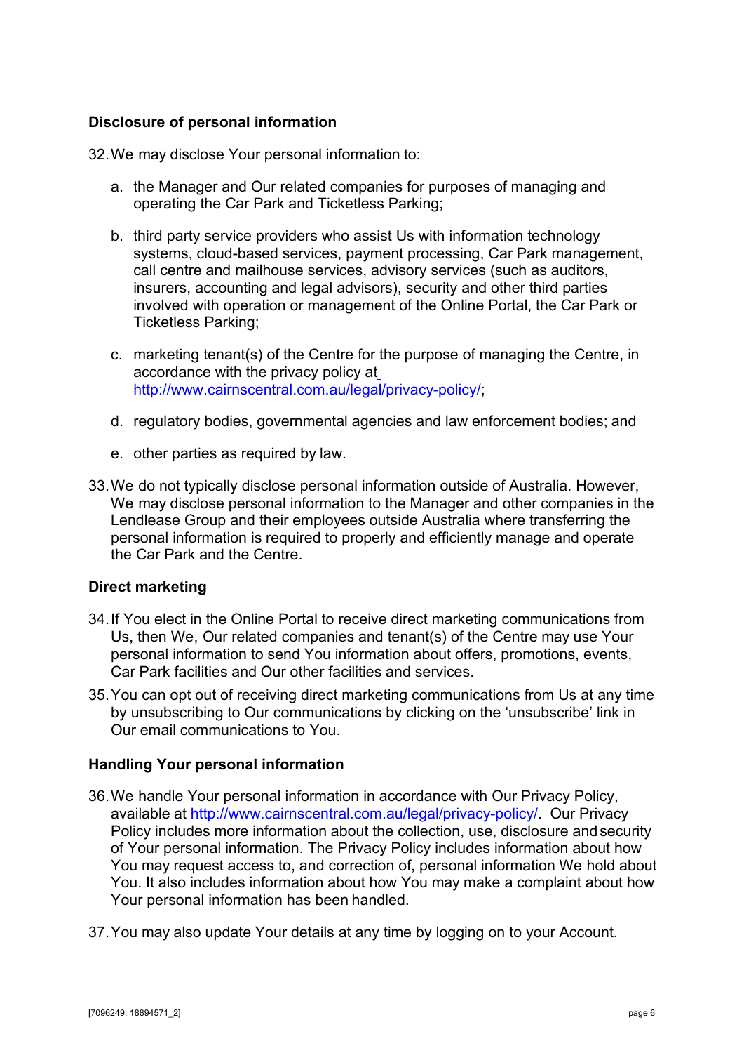**Disclosure of personal information**

32. We may disclose Your personal information to:

    a. the Manager and Our related companies for purposes of managing and operating the Car Park and Ticketless Parking;

    b. third party service providers who assist Us with information technology systems, cloud-based services, payment processing, Car Park management, call centre and mailhouse services, advisory services (such as auditors, insurers, accounting and legal advisors), security and other third parties involved with operation or management of the Online Portal, the Car Park or Ticketless Parking;

    c. marketing tenant(s) of the Centre for the purpose of managing the Centre, in accordance with the privacy policy at http://www.cairnscentral.com.au/legal/privacy-policy/;

    d. regulatory bodies, governmental agencies and law enforcement bodies; and

    e. other parties as required by law.

33. We do not typically disclose personal information outside of Australia. However, We may disclose personal information to the Manager and other companies in the Lendlease Group and their employees outside Australia where transferring the personal information is required to properly and efficiently manage and operate the Car Park and the Centre.

**Direct marketing**

34. If You elect in the Online Portal to receive direct marketing communications from Us, then We, Our related companies and tenant(s) of the Centre may use Your personal information to send You information about offers, promotions, events, Car Park facilities and Our other facilities and services.

35. You can opt out of receiving direct marketing communications from Us at any time by unsubscribing to Our communications by clicking on the 'unsubscribe' link in Our email communications to You.

**Handling Your personal information**

36. We handle Your personal information in accordance with Our Privacy Policy, available at http://www.cairnscentral.com.au/legal/privacy-policy/. Our Privacy Policy includes more information about the collection, use, disclosure and security of Your personal information. The Privacy Policy includes information about how You may request access to, and correction of, personal information We hold about You. It also includes information about how You may make a complaint about how Your personal information has been handled.

37. You may also update Your details at any time by logging on to your Account.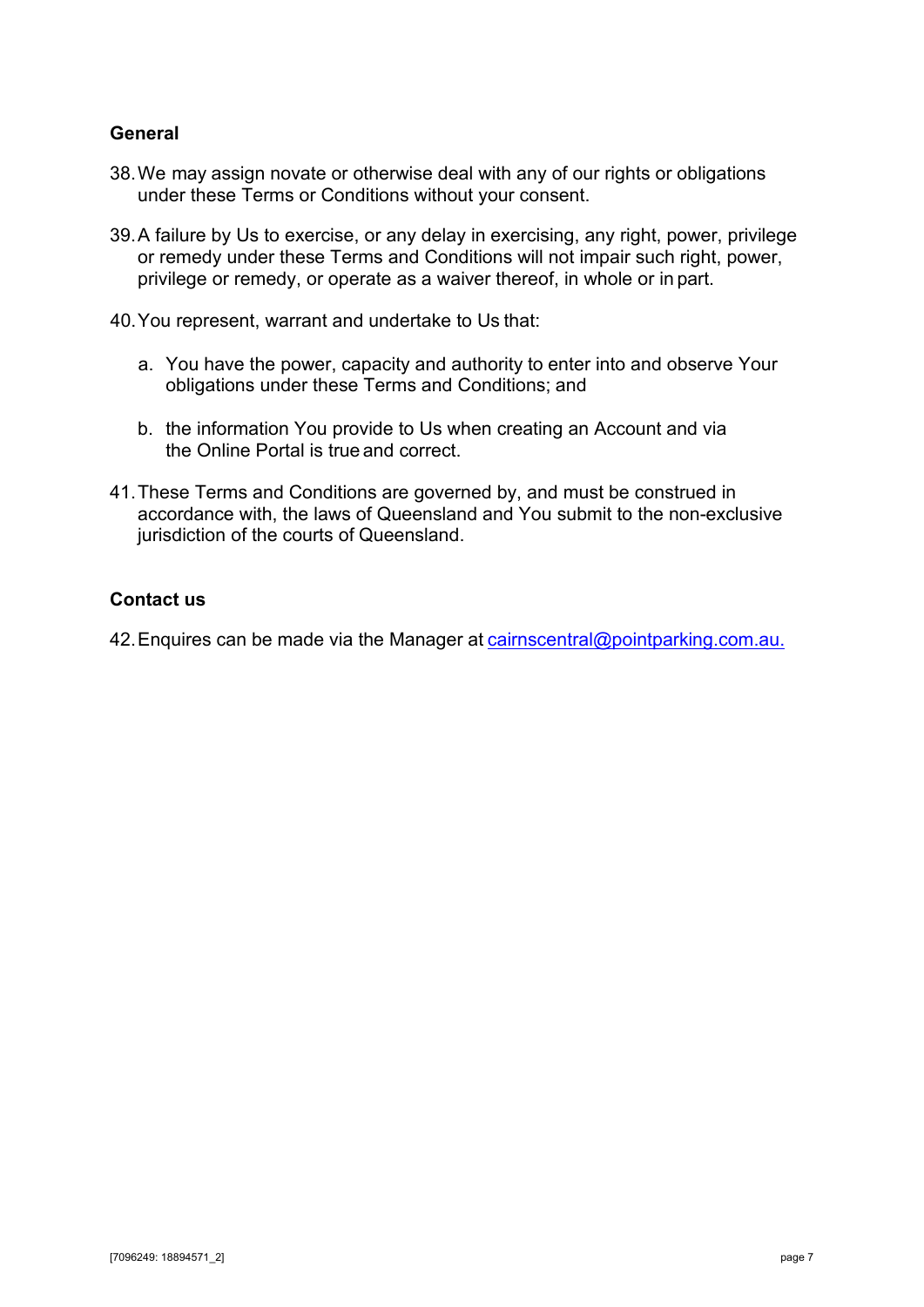### General

38. We may assign novate or otherwise deal with any of our rights or obligations under these Terms or Conditions without your consent.

39. A failure by Us to exercise, or any delay in exercising, any right, power, privilege or remedy under these Terms and Conditions will not impair such right, power, privilege or remedy, or operate as a waiver thereof, in whole or in part.

40. You represent, warrant and undertake to Us that:

    a. You have the power, capacity and authority to enter into and observe Your obligations under these Terms and Conditions; and

    b. the information You provide to Us when creating an Account and via the Online Portal is true and correct.

41. These Terms and Conditions are governed by, and must be construed in accordance with, the laws of Queensland and You submit to the non-exclusive jurisdiction of the courts of Queensland.

### Contact us

42. Enquires can be made via the Manager at cairnscentral@pointparking.com.au.

[7096249: 18894571_2]